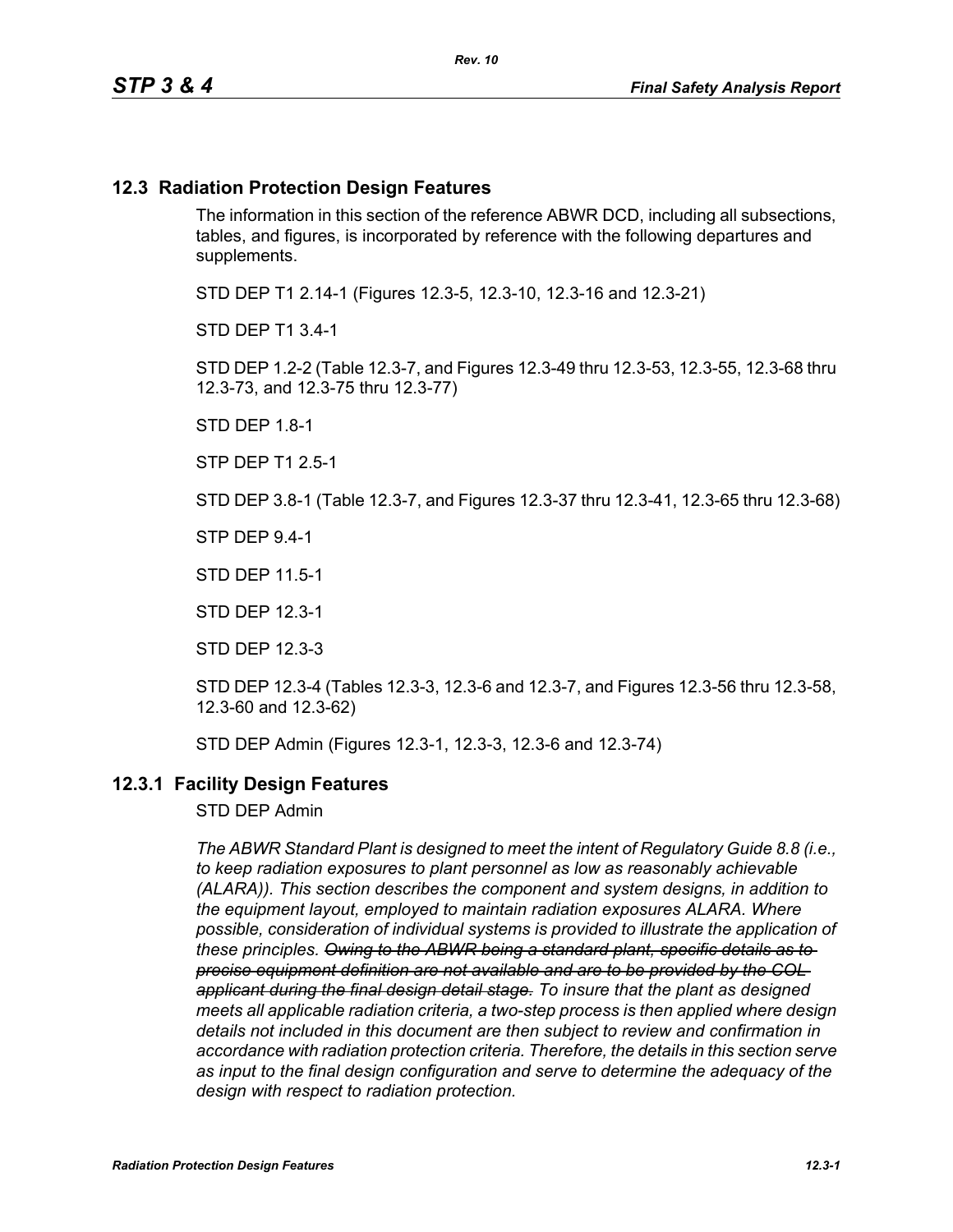## 12.3 Radiation Protection Design Features

The information in this section of the reference ABWR DCD, including all subsections, tables, and figures, is incorporated by reference with the following departures and supplements.

STD DEP T1 2.14-1 (Figures 12.3-5, 12.3-10, 12.3-16 and 12.3-21)

STD DEP T1 3.4-1

STD DEP 1.2-2 (Table 12.3-7, and Figures 12.3-49 thru 12.3-53, 12.3-55, 12.3-68 thru 12.3-73, and 12.3-75 thru 12.3-77)

STD DEP 1.8-1

STP DEP T1 2.5-1

STD DEP 3.8-1 (Table 12.3-7, and Figures 12.3-37 thru 12.3-41, 12.3-65 thru 12.3-68)

STP DEP 9.4-1

STD DEP 11.5-1

STD DEP 12.3-1

STD DEP 12.3-3

STD DEP 12.3-4 (Tables 12.3-3, 12.3-6 and 12.3-7, and Figures 12.3-56 thru 12.3-58, 12.3-60 and 12.3-62)

STD DEP Admin (Figures 12.3-1, 12.3-3, 12.3-6 and 12.3-74)

### 12.3.1 Facility Design Features

STD DEP Admin

*The ABWR Standard Plant is designed to meet the intent of Regulatory Guide 8.8 (i.e., to keep radiation exposures to plant personnel as low as reasonably achievable (ALARA)). This section describes the component and system designs, in addition to the equipment layout, employed to maintain radiation exposures ALARA. Where possible, consideration of individual systems is provided to illustrate the application of these principles.* ~~*Owing to the ABWR being a standard plant, specific details as to precise equipment definition are not available and are to be provided by the COL applicant during the final design detail stage.*~~ *To insure that the plant as designed meets all applicable radiation criteria, a two-step process is then applied where design details not included in this document are then subject to review and confirmation in accordance with radiation protection criteria. Therefore, the details in this section serve as input to the final design configuration and serve to determine the adequacy of the design with respect to radiation protection.*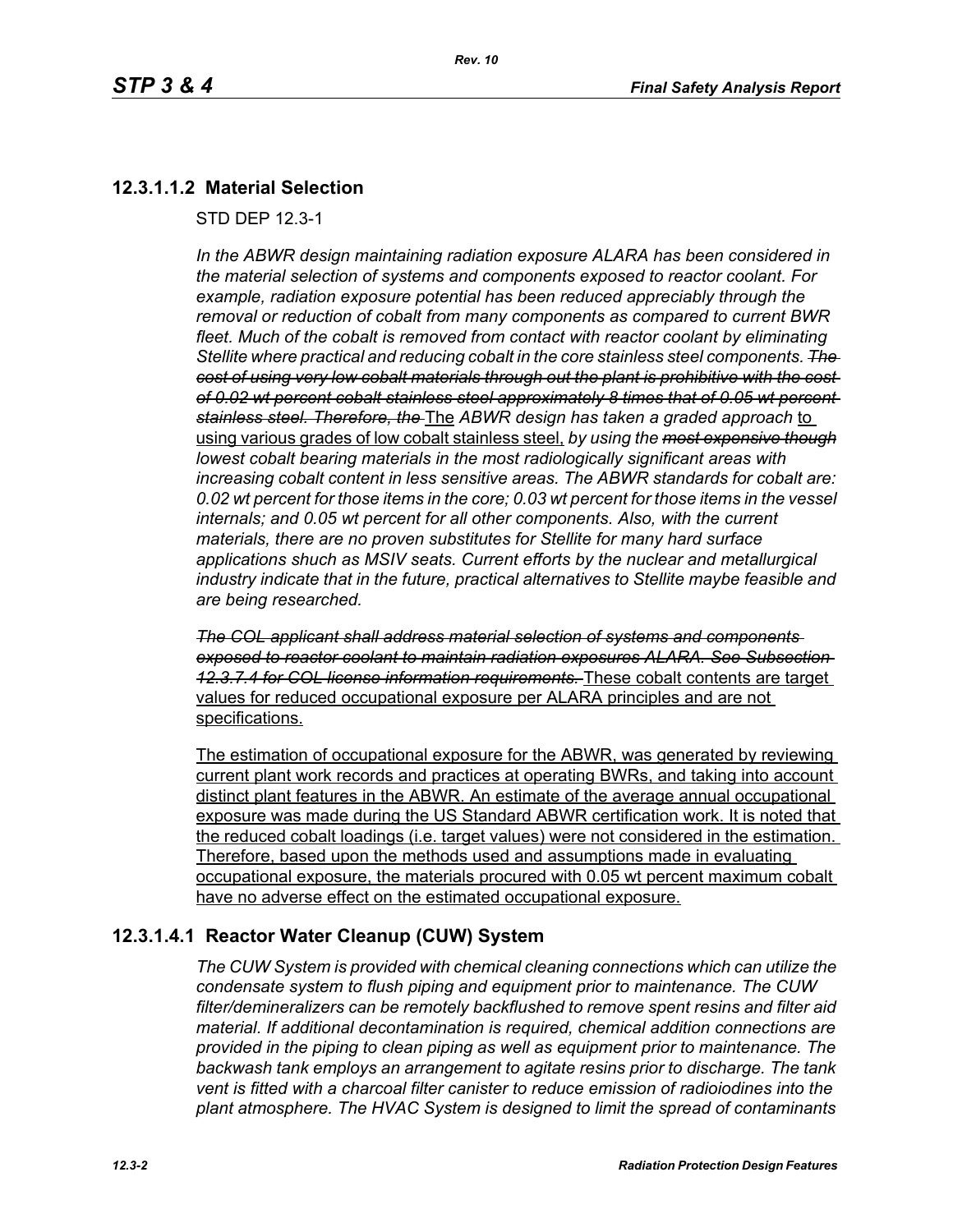## 12.3.1.1.2 Material Selection

STD DEP 12.3-1

*In the ABWR design maintaining radiation exposure ALARA has been considered in the material selection of systems and components exposed to reactor coolant. For example, radiation exposure potential has been reduced appreciably through the removal or reduction of cobalt from many components as compared to current BWR fleet. Much of the cobalt is removed from contact with reactor coolant by eliminating Stellite where practical and reducing cobalt in the core stainless steel components. ~~The cost of using very low cobalt materials through out the plant is prohibitive with the cost of 0.02 wt percent cobalt stainless steel approximately 8 times that of 0.05 wt percent stainless steel. Therefore, the~~* The *ABWR design has taken a graded approach* to using various grades of low cobalt stainless steel, *by using the ~~most expensive though~~ lowest cobalt bearing materials in the most radiologically significant areas with increasing cobalt content in less sensitive areas. The ABWR standards for cobalt are: 0.02 wt percent for those items in the core; 0.03 wt percent for those items in the vessel internals; and 0.05 wt percent for all other components. Also, with the current materials, there are no proven substitutes for Stellite for many hard surface applications shuch as MSIV seats. Current efforts by the nuclear and metallurgical industry indicate that in the future, practical alternatives to Stellite maybe feasible and are being researched.*

*~~The COL applicant shall address material selection of systems and components exposed to reactor coolant to maintain radiation exposures ALARA. See Subsection 12.3.7.4 for COL license information requirements.~~* These cobalt contents are target values for reduced occupational exposure per ALARA principles and are not specifications.

The estimation of occupational exposure for the ABWR, was generated by reviewing current plant work records and practices at operating BWRs, and taking into account distinct plant features in the ABWR. An estimate of the average annual occupational exposure was made during the US Standard ABWR certification work. It is noted that the reduced cobalt loadings (i.e. target values) were not considered in the estimation. Therefore, based upon the methods used and assumptions made in evaluating occupational exposure, the materials procured with 0.05 wt percent maximum cobalt have no adverse effect on the estimated occupational exposure.

## 12.3.1.4.1 Reactor Water Cleanup (CUW) System

*The CUW System is provided with chemical cleaning connections which can utilize the condensate system to flush piping and equipment prior to maintenance. The CUW filter/demineralizers can be remotely backflushed to remove spent resins and filter aid material. If additional decontamination is required, chemical addition connections are provided in the piping to clean piping as well as equipment prior to maintenance. The backwash tank employs an arrangement to agitate resins prior to discharge. The tank vent is fitted with a charcoal filter canister to reduce emission of radioiodines into the plant atmosphere. The HVAC System is designed to limit the spread of contaminants*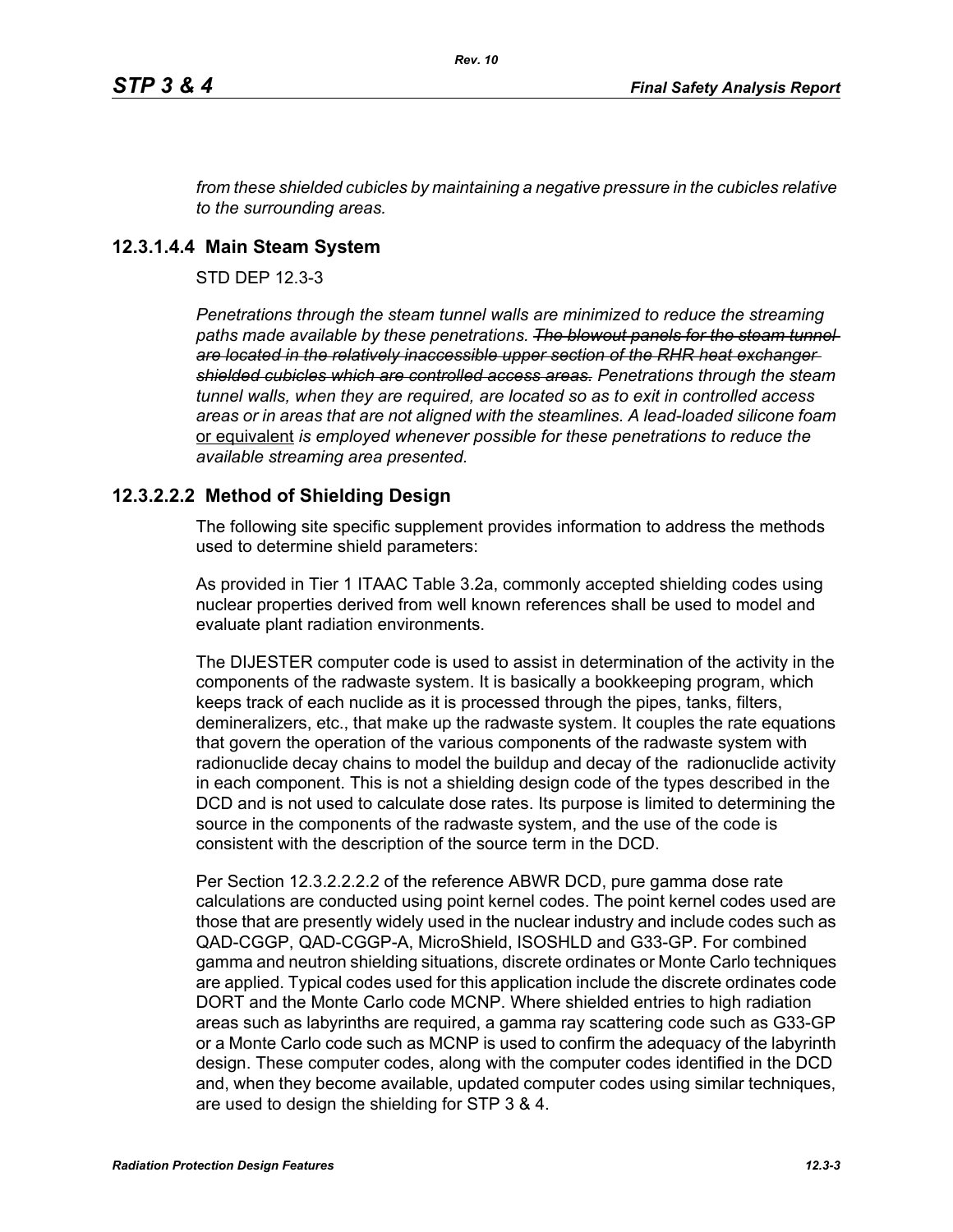*from these shielded cubicles by maintaining a negative pressure in the cubicles relative to the surrounding areas.*

### 12.3.1.4.4 Main Steam System

STD DEP 12.3-3

*Penetrations through the steam tunnel walls are minimized to reduce the streaming paths made available by these penetrations.* ~~*The blowout panels for the steam tunnel are located in the relatively inaccessible upper section of the RHR heat exchanger shielded cubicles which are controlled access areas.*~~ *Penetrations through the steam tunnel walls, when they are required, are located so as to exit in controlled access areas or in areas that are not aligned with the steamlines. A lead-loaded silicone foam* <u>or equivalent</u> *is employed whenever possible for these penetrations to reduce the available streaming area presented.*

### 12.3.2.2.2 Method of Shielding Design

The following site specific supplement provides information to address the methods used to determine shield parameters:

As provided in Tier 1 ITAAC Table 3.2a, commonly accepted shielding codes using nuclear properties derived from well known references shall be used to model and evaluate plant radiation environments.

The DIJESTER computer code is used to assist in determination of the activity in the components of the radwaste system. It is basically a bookkeeping program, which keeps track of each nuclide as it is processed through the pipes, tanks, filters, demineralizers, etc., that make up the radwaste system. It couples the rate equations that govern the operation of the various components of the radwaste system with radionuclide decay chains to model the buildup and decay of the radionuclide activity in each component. This is not a shielding design code of the types described in the DCD and is not used to calculate dose rates. Its purpose is limited to determining the source in the components of the radwaste system, and the use of the code is consistent with the description of the source term in the DCD.

Per Section 12.3.2.2.2.2 of the reference ABWR DCD, pure gamma dose rate calculations are conducted using point kernel codes. The point kernel codes used are those that are presently widely used in the nuclear industry and include codes such as QAD-CGGP, QAD-CGGP-A, MicroShield, ISOSHLD and G33-GP. For combined gamma and neutron shielding situations, discrete ordinates or Monte Carlo techniques are applied. Typical codes used for this application include the discrete ordinates code DORT and the Monte Carlo code MCNP. Where shielded entries to high radiation areas such as labyrinths are required, a gamma ray scattering code such as G33-GP or a Monte Carlo code such as MCNP is used to confirm the adequacy of the labyrinth design. These computer codes, along with the computer codes identified in the DCD and, when they become available, updated computer codes using similar techniques, are used to design the shielding for STP 3 & 4.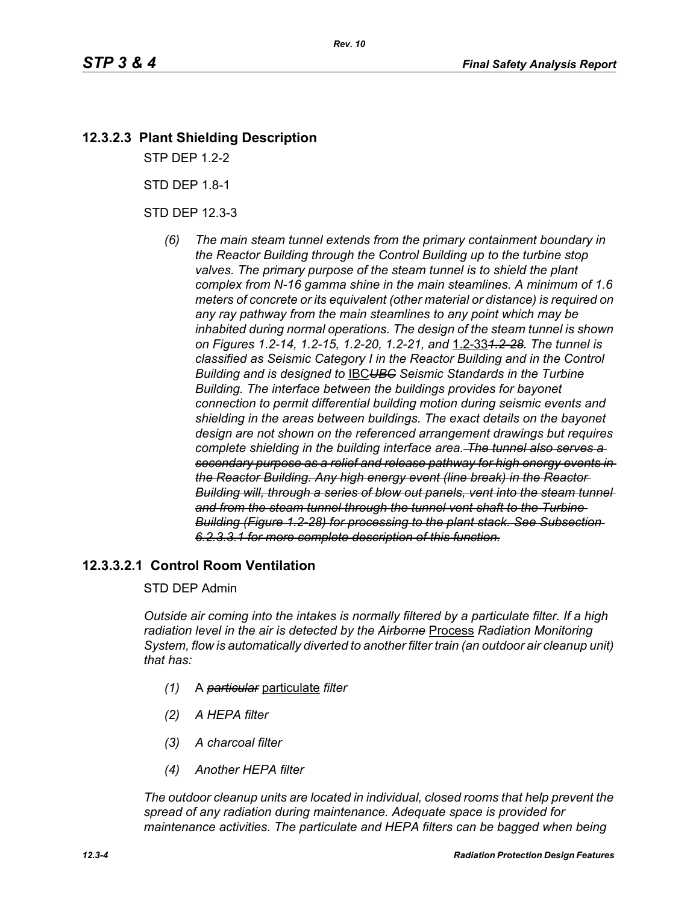### 12.3.2.3 Plant Shielding Description

STP DEP 1.2-2

STD DEP 1.8-1

STD DEP 12.3-3

*(6) The main steam tunnel extends from the primary containment boundary in the Reactor Building through the Control Building up to the turbine stop valves. The primary purpose of the steam tunnel is to shield the plant complex from N-16 gamma shine in the main steamlines. A minimum of 1.6 meters of concrete or its equivalent (other material or distance) is required on any ray pathway from the main steamlines to any point which may be inhabited during normal operations. The design of the steam tunnel is shown on Figures 1.2-14, 1.2-15, 1.2-20, 1.2-21, and* 1.2-33~~*1.2-28*~~*. The tunnel is classified as Seismic Category I in the Reactor Building and in the Control Building and is designed to* IBC~~*UBC*~~ *Seismic Standards in the Turbine Building. The interface between the buildings provides for bayonet connection to permit differential building motion during seismic events and shielding in the areas between buildings. The exact details on the bayonet design are not shown on the referenced arrangement drawings but requires complete shielding in the building interface area.* ~~*The tunnel also serves a secondary purpose as a relief and release pathway for high energy events in the Reactor Building. Any high energy event (line break) in the Reactor Building will, through a series of blow out panels, vent into the steam tunnel and from the steam tunnel through the tunnel vent shaft to the Turbine Building (Figure 1.2-28) for processing to the plant stack. See Subsection 6.2.3.3.1 for more complete description of this function.*~~

### 12.3.3.2.1 Control Room Ventilation

STD DEP Admin

*Outside air coming into the intakes is normally filtered by a particulate filter. If a high radiation level in the air is detected by the* ~~*Airborne*~~ Process *Radiation Monitoring System, flow is automatically diverted to another filter train (an outdoor air cleanup unit) that has:*

*(1)* A ~~*particular*~~ particulate *filter*

*(2) A HEPA filter*

*(3) A charcoal filter*

*(4) Another HEPA filter*

*The outdoor cleanup units are located in individual, closed rooms that help prevent the spread of any radiation during maintenance. Adequate space is provided for maintenance activities. The particulate and HEPA filters can be bagged when being*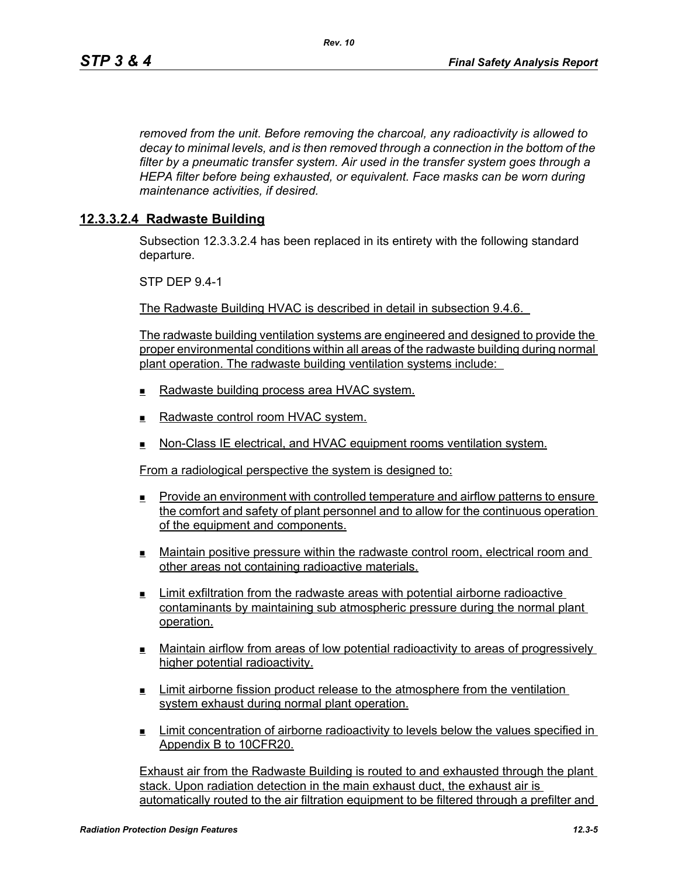*removed from the unit. Before removing the charcoal, any radioactivity is allowed to decay to minimal levels, and is then removed through a connection in the bottom of the filter by a pneumatic transfer system. Air used in the transfer system goes through a HEPA filter before being exhausted, or equivalent. Face masks can be worn during maintenance activities, if desired.*

### 12.3.3.2.4 Radwaste Building

Subsection 12.3.3.2.4 has been replaced in its entirety with the following standard departure.

STP DEP 9.4-1

The Radwaste Building HVAC is described in detail in subsection 9.4.6.

The radwaste building ventilation systems are engineered and designed to provide the proper environmental conditions within all areas of the radwaste building during normal plant operation. The radwaste building ventilation systems include:

- Radwaste building process area HVAC system.
- Radwaste control room HVAC system.
- Non-Class IE electrical, and HVAC equipment rooms ventilation system.

From a radiological perspective the system is designed to:

- Provide an environment with controlled temperature and airflow patterns to ensure the comfort and safety of plant personnel and to allow for the continuous operation of the equipment and components.
- Maintain positive pressure within the radwaste control room, electrical room and other areas not containing radioactive materials.
- Limit exfiltration from the radwaste areas with potential airborne radioactive contaminants by maintaining sub atmospheric pressure during the normal plant operation.
- Maintain airflow from areas of low potential radioactivity to areas of progressively higher potential radioactivity.
- Limit airborne fission product release to the atmosphere from the ventilation system exhaust during normal plant operation.
- Limit concentration of airborne radioactivity to levels below the values specified in Appendix B to 10CFR20.

Exhaust air from the Radwaste Building is routed to and exhausted through the plant stack. Upon radiation detection in the main exhaust duct, the exhaust air is automatically routed to the air filtration equipment to be filtered through a prefilter and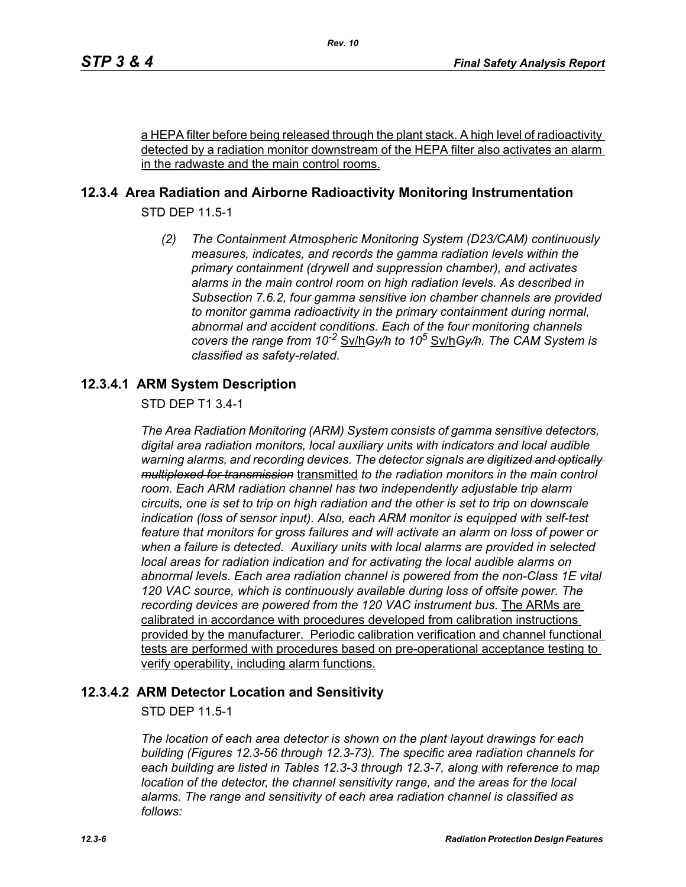a HEPA filter before being released through the plant stack. A high level of radioactivity detected by a radiation monitor downstream of the HEPA filter also activates an alarm in the radwaste and the main control rooms.

## 12.3.4 Area Radiation and Airborne Radioactivity Monitoring Instrumentation

STD DEP 11.5-1

*(2) The Containment Atmospheric Monitoring System (D23/CAM) continuously measures, indicates, and records the gamma radiation levels within the primary containment (drywell and suppression chamber), and activates alarms in the main control room on high radiation levels. As described in Subsection 7.6.2, four gamma sensitive ion chamber channels are provided to monitor gamma radioactivity in the primary containment during normal, abnormal and accident conditions. Each of the four monitoring channels covers the range from $10^{-2}$* Sv/h~~*Gy/h*~~ *to $10^{5}$* Sv/h~~*Gy/h*~~*. The CAM System is classified as safety-related.*

### 12.3.4.1 ARM System Description

STD DEP T1 3.4-1

*The Area Radiation Monitoring (ARM) System consists of gamma sensitive detectors, digital area radiation monitors, local auxiliary units with indicators and local audible warning alarms, and recording devices. The detector signals are* ~~*digitized and optically multiplexed for transmission*~~ transmitted *to the radiation monitors in the main control room. Each ARM radiation channel has two independently adjustable trip alarm circuits, one is set to trip on high radiation and the other is set to trip on downscale indication (loss of sensor input). Also, each ARM monitor is equipped with self-test feature that monitors for gross failures and will activate an alarm on loss of power or when a failure is detected. Auxiliary units with local alarms are provided in selected local areas for radiation indication and for activating the local audible alarms on abnormal levels. Each area radiation channel is powered from the non-Class 1E vital 120 VAC source, which is continuously available during loss of offsite power. The recording devices are powered from the 120 VAC instrument bus.* The ARMs are calibrated in accordance with procedures developed from calibration instructions provided by the manufacturer. Periodic calibration verification and channel functional tests are performed with procedures based on pre-operational acceptance testing to verify operability, including alarm functions.

### 12.3.4.2 ARM Detector Location and Sensitivity

STD DEP 11.5-1

*The location of each area detector is shown on the plant layout drawings for each building (Figures 12.3-56 through 12.3-73). The specific area radiation channels for each building are listed in Tables 12.3-3 through 12.3-7, along with reference to map location of the detector, the channel sensitivity range, and the areas for the local alarms. The range and sensitivity of each area radiation channel is classified as follows:*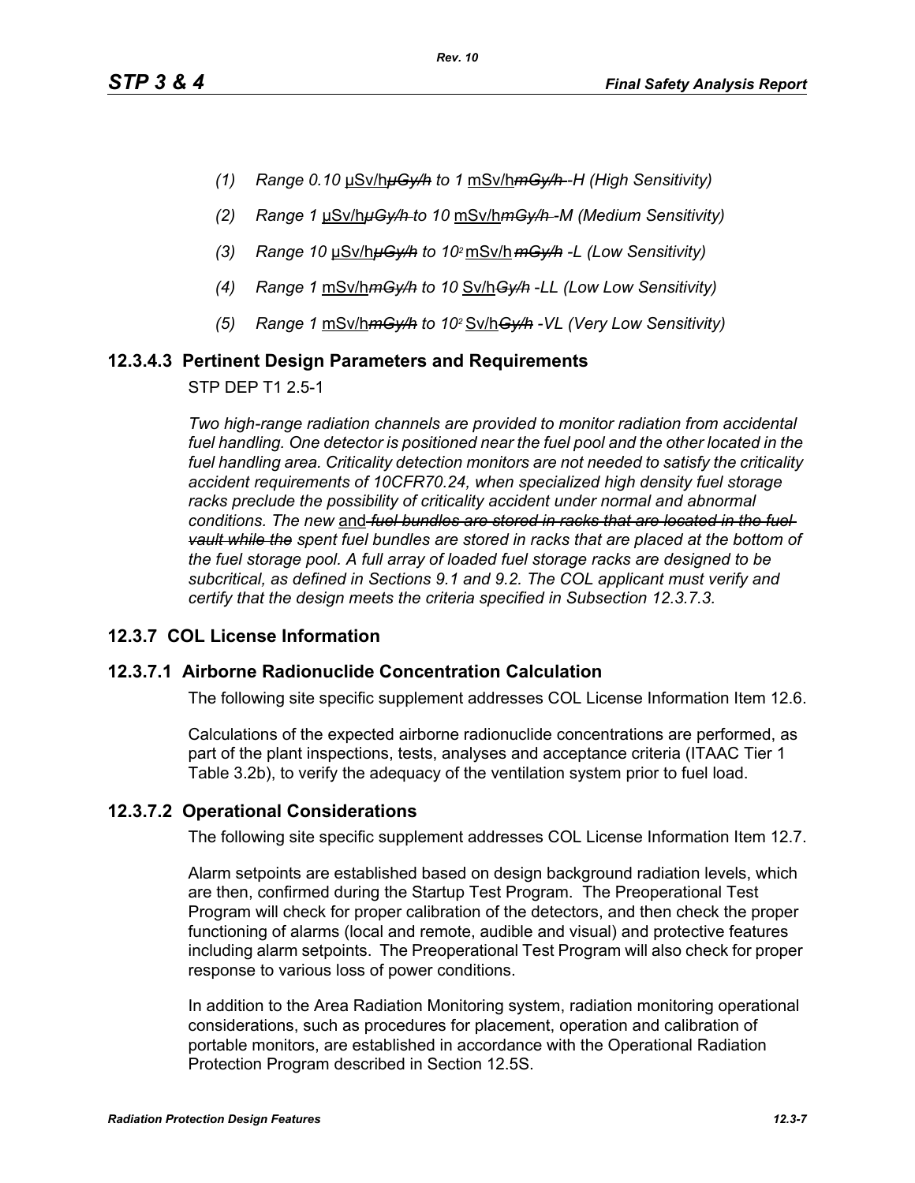*(1) Range 0.10* µSv/h~~*µGy/h*~~ *to 1* mSv/h~~*mGy/h*~~ *-H (High Sensitivity)*

*(2) Range 1* µSv/h~~*µGy/h*~~ *to 10* mSv/h~~*mGy/h*~~ *-M (Medium Sensitivity)*

*(3) Range 10* µSv/h~~*µGy/h*~~ *to* $10^2$ mSv/h ~~*mGy/h*~~ *-L (Low Sensitivity)*

*(4) Range 1* mSv/h~~*mGy/h*~~ *to 10* Sv/h~~*Gy/h*~~ *-LL (Low Low Sensitivity)*

*(5) Range 1* mSv/h~~*mGy/h*~~ *to* $10^2$ Sv/h~~*Gy/h*~~ *-VL (Very Low Sensitivity)*

## 12.3.4.3 Pertinent Design Parameters and Requirements

STP DEP T1 2.5-1

*Two high-range radiation channels are provided to monitor radiation from accidental fuel handling. One detector is positioned near the fuel pool and the other located in the fuel handling area. Criticality detection monitors are not needed to satisfy the criticality accident requirements of 10CFR70.24, when specialized high density fuel storage racks preclude the possibility of criticality accident under normal and abnormal conditions. The new* and ~~*fuel bundles are stored in racks that are located in the fuel vault while the*~~ *spent fuel bundles are stored in racks that are placed at the bottom of the fuel storage pool. A full array of loaded fuel storage racks are designed to be subcritical, as defined in Sections 9.1 and 9.2. The COL applicant must verify and certify that the design meets the criteria specified in Subsection 12.3.7.3.*

## 12.3.7 COL License Information

### 12.3.7.1 Airborne Radionuclide Concentration Calculation

The following site specific supplement addresses COL License Information Item 12.6.

Calculations of the expected airborne radionuclide concentrations are performed, as part of the plant inspections, tests, analyses and acceptance criteria (ITAAC Tier 1 Table 3.2b), to verify the adequacy of the ventilation system prior to fuel load.

### 12.3.7.2 Operational Considerations

The following site specific supplement addresses COL License Information Item 12.7.

Alarm setpoints are established based on design background radiation levels, which are then, confirmed during the Startup Test Program. The Preoperational Test Program will check for proper calibration of the detectors, and then check the proper functioning of alarms (local and remote, audible and visual) and protective features including alarm setpoints. The Preoperational Test Program will also check for proper response to various loss of power conditions.

In addition to the Area Radiation Monitoring system, radiation monitoring operational considerations, such as procedures for placement, operation and calibration of portable monitors, are established in accordance with the Operational Radiation Protection Program described in Section 12.5S.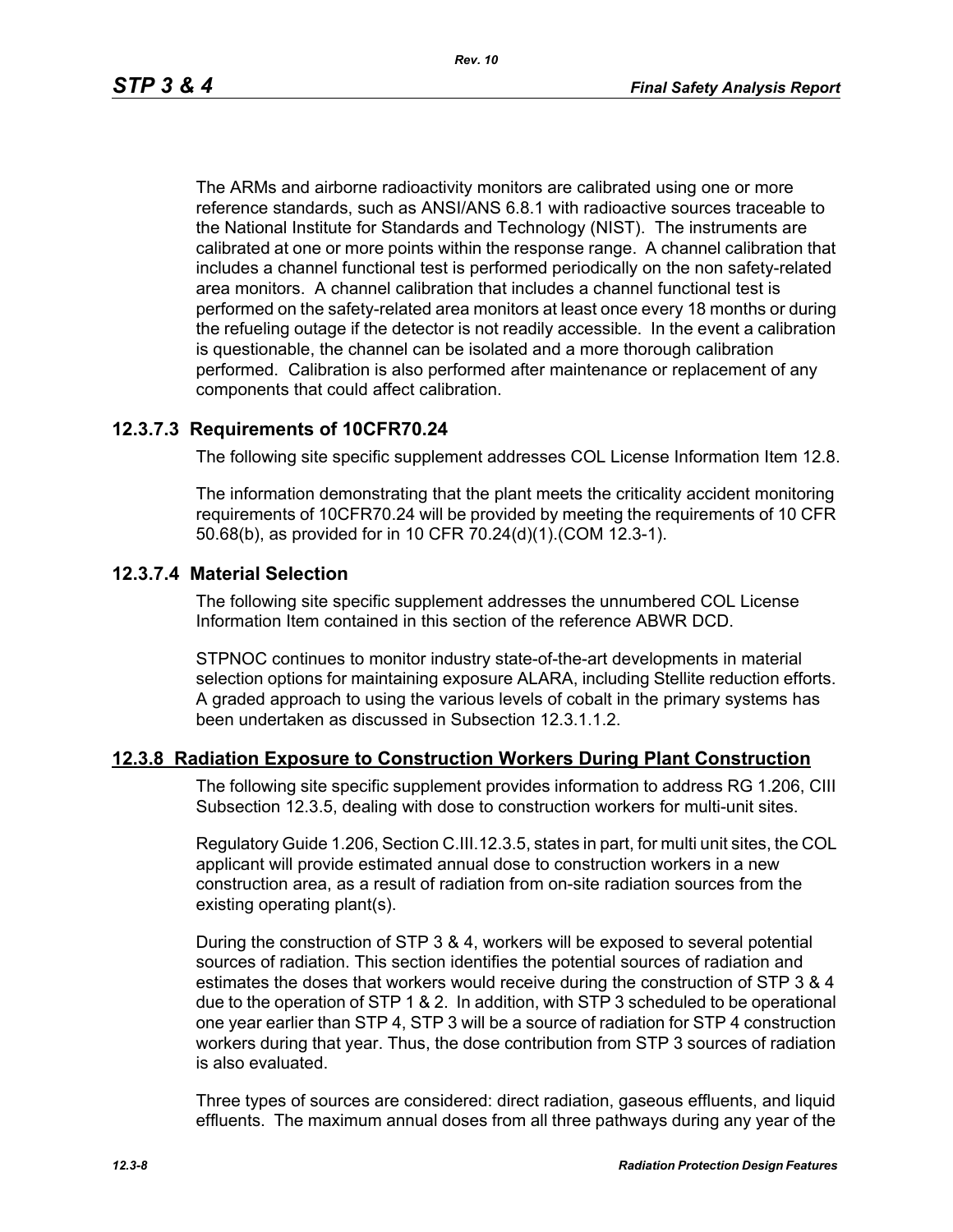The ARMs and airborne radioactivity monitors are calibrated using one or more reference standards, such as ANSI/ANS 6.8.1 with radioactive sources traceable to the National Institute for Standards and Technology (NIST). The instruments are calibrated at one or more points within the response range. A channel calibration that includes a channel functional test is performed periodically on the non safety-related area monitors. A channel calibration that includes a channel functional test is performed on the safety-related area monitors at least once every 18 months or during the refueling outage if the detector is not readily accessible. In the event a calibration is questionable, the channel can be isolated and a more thorough calibration performed. Calibration is also performed after maintenance or replacement of any components that could affect calibration.

### 12.3.7.3 Requirements of 10CFR70.24

The following site specific supplement addresses COL License Information Item 12.8.

The information demonstrating that the plant meets the criticality accident monitoring requirements of 10CFR70.24 will be provided by meeting the requirements of 10 CFR 50.68(b), as provided for in 10 CFR 70.24(d)(1).(COM 12.3-1).

### 12.3.7.4 Material Selection

The following site specific supplement addresses the unnumbered COL License Information Item contained in this section of the reference ABWR DCD.

STPNOC continues to monitor industry state-of-the-art developments in material selection options for maintaining exposure ALARA, including Stellite reduction efforts. A graded approach to using the various levels of cobalt in the primary systems has been undertaken as discussed in Subsection 12.3.1.1.2.

## 12.3.8 Radiation Exposure to Construction Workers During Plant Construction

The following site specific supplement provides information to address RG 1.206, CIII Subsection 12.3.5, dealing with dose to construction workers for multi-unit sites.

Regulatory Guide 1.206, Section C.III.12.3.5, states in part, for multi unit sites, the COL applicant will provide estimated annual dose to construction workers in a new construction area, as a result of radiation from on-site radiation sources from the existing operating plant(s).

During the construction of STP 3 & 4, workers will be exposed to several potential sources of radiation. This section identifies the potential sources of radiation and estimates the doses that workers would receive during the construction of STP 3 & 4 due to the operation of STP 1 & 2. In addition, with STP 3 scheduled to be operational one year earlier than STP 4, STP 3 will be a source of radiation for STP 4 construction workers during that year. Thus, the dose contribution from STP 3 sources of radiation is also evaluated.

Three types of sources are considered: direct radiation, gaseous effluents, and liquid effluents. The maximum annual doses from all three pathways during any year of the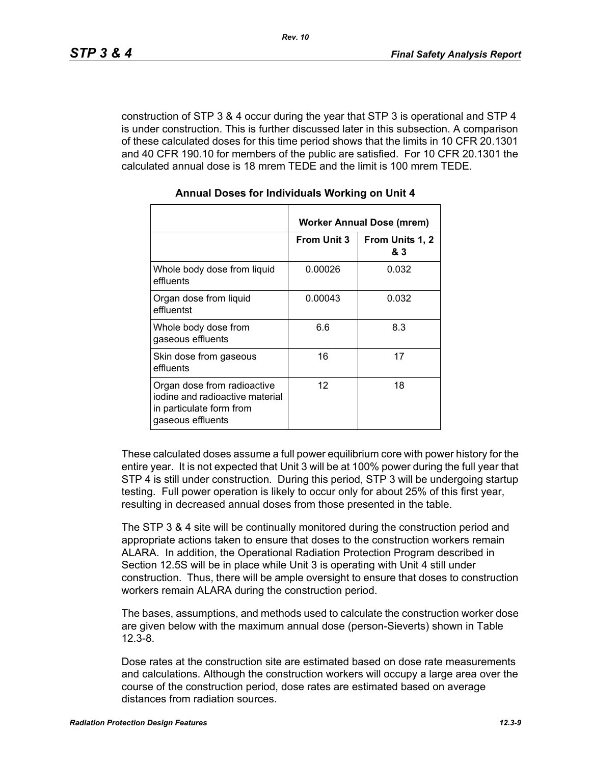construction of STP 3 & 4 occur during the year that STP 3 is operational and STP 4 is under construction. This is further discussed later in this subsection. A comparison of these calculated doses for this time period shows that the limits in 10 CFR 20.1301 and 40 CFR 190.10 for members of the public are satisfied. For 10 CFR 20.1301 the calculated annual dose is 18 mrem TEDE and the limit is 100 mrem TEDE.

**Annual Doses for Individuals Working on Unit 4**

| | Worker Annual Dose (mrem) | |
|---|---|---|
| | **From Unit 3** | **From Units 1, 2 & 3** |
| Whole body dose from liquid effluents | 0.00026 | 0.032 |
| Organ dose from liquid effluentst | 0.00043 | 0.032 |
| Whole body dose from gaseous effluents | 6.6 | 8.3 |
| Skin dose from gaseous effluents | 16 | 17 |
| Organ dose from radioactive iodine and radioactive material in particulate form from gaseous effluents | 12 | 18 |

These calculated doses assume a full power equilibrium core with power history for the entire year. It is not expected that Unit 3 will be at 100% power during the full year that STP 4 is still under construction. During this period, STP 3 will be undergoing startup testing. Full power operation is likely to occur only for about 25% of this first year, resulting in decreased annual doses from those presented in the table.

The STP 3 & 4 site will be continually monitored during the construction period and appropriate actions taken to ensure that doses to the construction workers remain ALARA. In addition, the Operational Radiation Protection Program described in Section 12.5S will be in place while Unit 3 is operating with Unit 4 still under construction. Thus, there will be ample oversight to ensure that doses to construction workers remain ALARA during the construction period.

The bases, assumptions, and methods used to calculate the construction worker dose are given below with the maximum annual dose (person-Sieverts) shown in Table 12.3-8.

Dose rates at the construction site are estimated based on dose rate measurements and calculations. Although the construction workers will occupy a large area over the course of the construction period, dose rates are estimated based on average distances from radiation sources.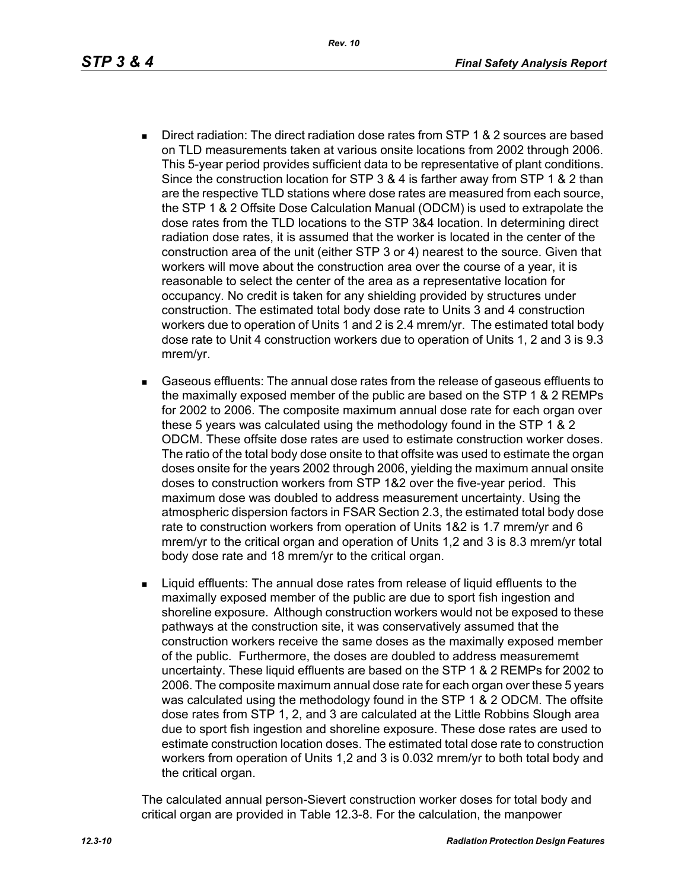- Direct radiation: The direct radiation dose rates from STP 1 & 2 sources are based on TLD measurements taken at various onsite locations from 2002 through 2006. This 5-year period provides sufficient data to be representative of plant conditions. Since the construction location for STP 3 & 4 is farther away from STP 1 & 2 than are the respective TLD stations where dose rates are measured from each source, the STP 1 & 2 Offsite Dose Calculation Manual (ODCM) is used to extrapolate the dose rates from the TLD locations to the STP 3&4 location. In determining direct radiation dose rates, it is assumed that the worker is located in the center of the construction area of the unit (either STP 3 or 4) nearest to the source. Given that workers will move about the construction area over the course of a year, it is reasonable to select the center of the area as a representative location for occupancy. No credit is taken for any shielding provided by structures under construction. The estimated total body dose rate to Units 3 and 4 construction workers due to operation of Units 1 and 2 is 2.4 mrem/yr. The estimated total body dose rate to Unit 4 construction workers due to operation of Units 1, 2 and 3 is 9.3 mrem/yr.

- Gaseous effluents: The annual dose rates from the release of gaseous effluents to the maximally exposed member of the public are based on the STP 1 & 2 REMPs for 2002 to 2006. The composite maximum annual dose rate for each organ over these 5 years was calculated using the methodology found in the STP 1 & 2 ODCM. These offsite dose rates are used to estimate construction worker doses. The ratio of the total body dose onsite to that offsite was used to estimate the organ doses onsite for the years 2002 through 2006, yielding the maximum annual onsite doses to construction workers from STP 1&2 over the five-year period. This maximum dose was doubled to address measurement uncertainty. Using the atmospheric dispersion factors in FSAR Section 2.3, the estimated total body dose rate to construction workers from operation of Units 1&2 is 1.7 mrem/yr and 6 mrem/yr to the critical organ and operation of Units 1,2 and 3 is 8.3 mrem/yr total body dose rate and 18 mrem/yr to the critical organ.

- Liquid effluents: The annual dose rates from release of liquid effluents to the maximally exposed member of the public are due to sport fish ingestion and shoreline exposure. Although construction workers would not be exposed to these pathways at the construction site, it was conservatively assumed that the construction workers receive the same doses as the maximally exposed member of the public. Furthermore, the doses are doubled to address measurememt uncertainty. These liquid effluents are based on the STP 1 & 2 REMPs for 2002 to 2006. The composite maximum annual dose rate for each organ over these 5 years was calculated using the methodology found in the STP 1 & 2 ODCM. The offsite dose rates from STP 1, 2, and 3 are calculated at the Little Robbins Slough area due to sport fish ingestion and shoreline exposure. These dose rates are used to estimate construction location doses. The estimated total dose rate to construction workers from operation of Units 1,2 and 3 is 0.032 mrem/yr to both total body and the critical organ.

The calculated annual person-Sievert construction worker doses for total body and critical organ are provided in Table 12.3-8. For the calculation, the manpower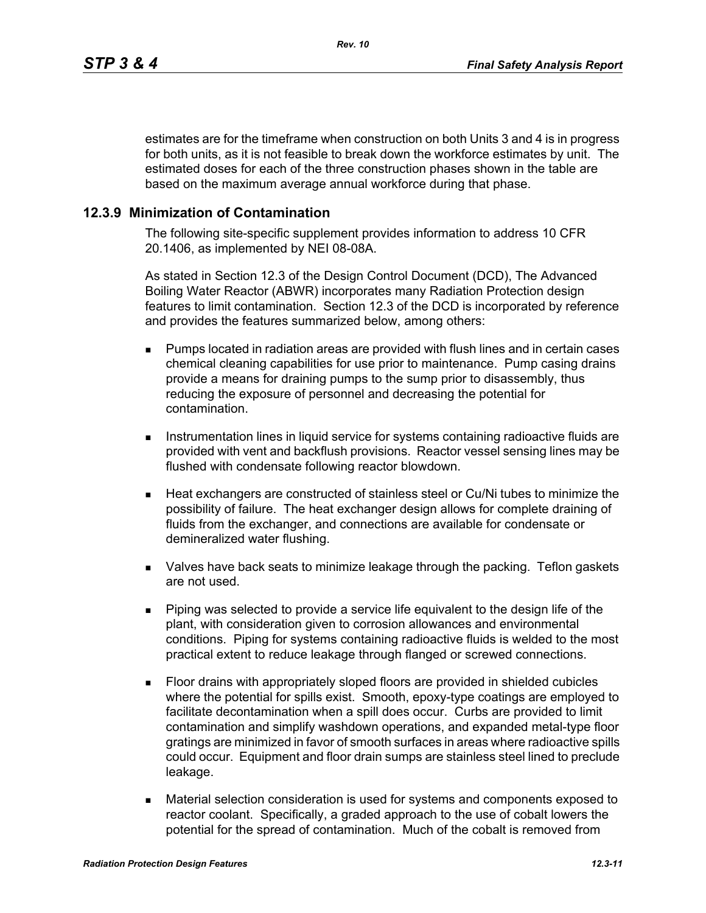estimates are for the timeframe when construction on both Units 3 and 4 is in progress for both units, as it is not feasible to break down the workforce estimates by unit. The estimated doses for each of the three construction phases shown in the table are based on the maximum average annual workforce during that phase.

### 12.3.9 Minimization of Contamination

The following site-specific supplement provides information to address 10 CFR 20.1406, as implemented by NEI 08-08A.

As stated in Section 12.3 of the Design Control Document (DCD), The Advanced Boiling Water Reactor (ABWR) incorporates many Radiation Protection design features to limit contamination. Section 12.3 of the DCD is incorporated by reference and provides the features summarized below, among others:

- Pumps located in radiation areas are provided with flush lines and in certain cases chemical cleaning capabilities for use prior to maintenance. Pump casing drains provide a means for draining pumps to the sump prior to disassembly, thus reducing the exposure of personnel and decreasing the potential for contamination.
- Instrumentation lines in liquid service for systems containing radioactive fluids are provided with vent and backflush provisions. Reactor vessel sensing lines may be flushed with condensate following reactor blowdown.
- Heat exchangers are constructed of stainless steel or Cu/Ni tubes to minimize the possibility of failure. The heat exchanger design allows for complete draining of fluids from the exchanger, and connections are available for condensate or demineralized water flushing.
- Valves have back seats to minimize leakage through the packing. Teflon gaskets are not used.
- Piping was selected to provide a service life equivalent to the design life of the plant, with consideration given to corrosion allowances and environmental conditions. Piping for systems containing radioactive fluids is welded to the most practical extent to reduce leakage through flanged or screwed connections.
- Floor drains with appropriately sloped floors are provided in shielded cubicles where the potential for spills exist. Smooth, epoxy-type coatings are employed to facilitate decontamination when a spill does occur. Curbs are provided to limit contamination and simplify washdown operations, and expanded metal-type floor gratings are minimized in favor of smooth surfaces in areas where radioactive spills could occur. Equipment and floor drain sumps are stainless steel lined to preclude leakage.
- Material selection consideration is used for systems and components exposed to reactor coolant. Specifically, a graded approach to the use of cobalt lowers the potential for the spread of contamination. Much of the cobalt is removed from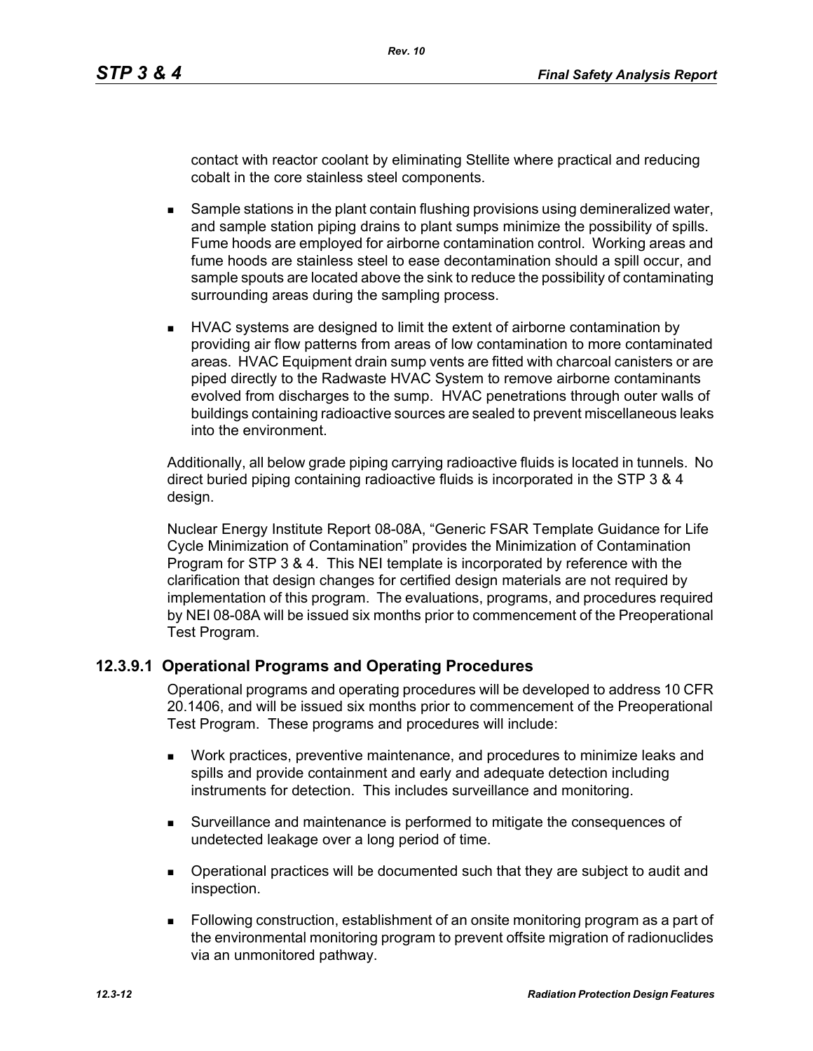contact with reactor coolant by eliminating Stellite where practical and reducing cobalt in the core stainless steel components.

- Sample stations in the plant contain flushing provisions using demineralized water, and sample station piping drains to plant sumps minimize the possibility of spills. Fume hoods are employed for airborne contamination control. Working areas and fume hoods are stainless steel to ease decontamination should a spill occur, and sample spouts are located above the sink to reduce the possibility of contaminating surrounding areas during the sampling process.
- HVAC systems are designed to limit the extent of airborne contamination by providing air flow patterns from areas of low contamination to more contaminated areas. HVAC Equipment drain sump vents are fitted with charcoal canisters or are piped directly to the Radwaste HVAC System to remove airborne contaminants evolved from discharges to the sump. HVAC penetrations through outer walls of buildings containing radioactive sources are sealed to prevent miscellaneous leaks into the environment.

Additionally, all below grade piping carrying radioactive fluids is located in tunnels. No direct buried piping containing radioactive fluids is incorporated in the STP 3 & 4 design.

Nuclear Energy Institute Report 08-08A, “Generic FSAR Template Guidance for Life Cycle Minimization of Contamination” provides the Minimization of Contamination Program for STP 3 & 4. This NEI template is incorporated by reference with the clarification that design changes for certified design materials are not required by implementation of this program. The evaluations, programs, and procedures required by NEI 08-08A will be issued six months prior to commencement of the Preoperational Test Program.

### 12.3.9.1 Operational Programs and Operating Procedures

Operational programs and operating procedures will be developed to address 10 CFR 20.1406, and will be issued six months prior to commencement of the Preoperational Test Program. These programs and procedures will include:

- Work practices, preventive maintenance, and procedures to minimize leaks and spills and provide containment and early and adequate detection including instruments for detection. This includes surveillance and monitoring.
- Surveillance and maintenance is performed to mitigate the consequences of undetected leakage over a long period of time.
- Operational practices will be documented such that they are subject to audit and inspection.
- Following construction, establishment of an onsite monitoring program as a part of the environmental monitoring program to prevent offsite migration of radionuclides via an unmonitored pathway.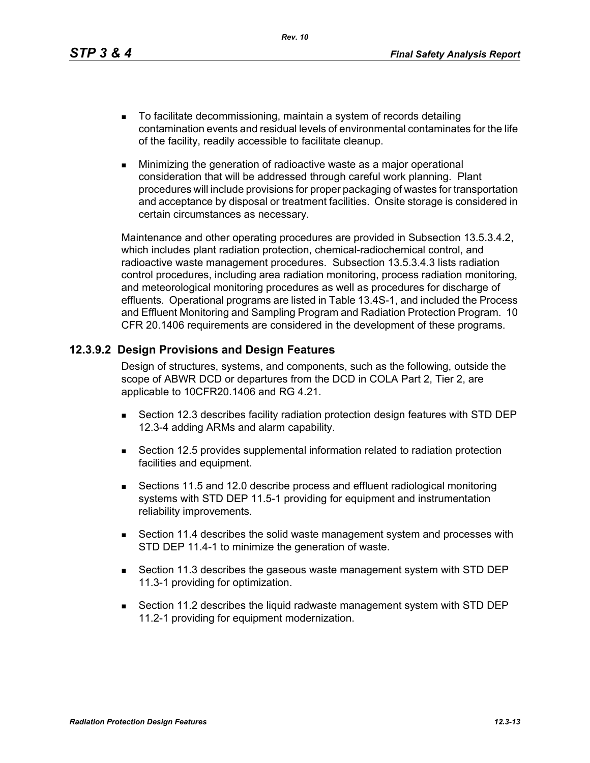- To facilitate decommissioning, maintain a system of records detailing contamination events and residual levels of environmental contaminates for the life of the facility, readily accessible to facilitate cleanup.
- Minimizing the generation of radioactive waste as a major operational consideration that will be addressed through careful work planning. Plant procedures will include provisions for proper packaging of wastes for transportation and acceptance by disposal or treatment facilities. Onsite storage is considered in certain circumstances as necessary.

Maintenance and other operating procedures are provided in Subsection 13.5.3.4.2, which includes plant radiation protection, chemical-radiochemical control, and radioactive waste management procedures. Subsection 13.5.3.4.3 lists radiation control procedures, including area radiation monitoring, process radiation monitoring, and meteorological monitoring procedures as well as procedures for discharge of effluents. Operational programs are listed in Table 13.4S-1, and included the Process and Effluent Monitoring and Sampling Program and Radiation Protection Program. 10 CFR 20.1406 requirements are considered in the development of these programs.

### 12.3.9.2 Design Provisions and Design Features

Design of structures, systems, and components, such as the following, outside the scope of ABWR DCD or departures from the DCD in COLA Part 2, Tier 2, are applicable to 10CFR20.1406 and RG 4.21.

- Section 12.3 describes facility radiation protection design features with STD DEP 12.3-4 adding ARMs and alarm capability.
- Section 12.5 provides supplemental information related to radiation protection facilities and equipment.
- Sections 11.5 and 12.0 describe process and effluent radiological monitoring systems with STD DEP 11.5-1 providing for equipment and instrumentation reliability improvements.
- Section 11.4 describes the solid waste management system and processes with STD DEP 11.4-1 to minimize the generation of waste.
- Section 11.3 describes the gaseous waste management system with STD DEP 11.3-1 providing for optimization.
- Section 11.2 describes the liquid radwaste management system with STD DEP 11.2-1 providing for equipment modernization.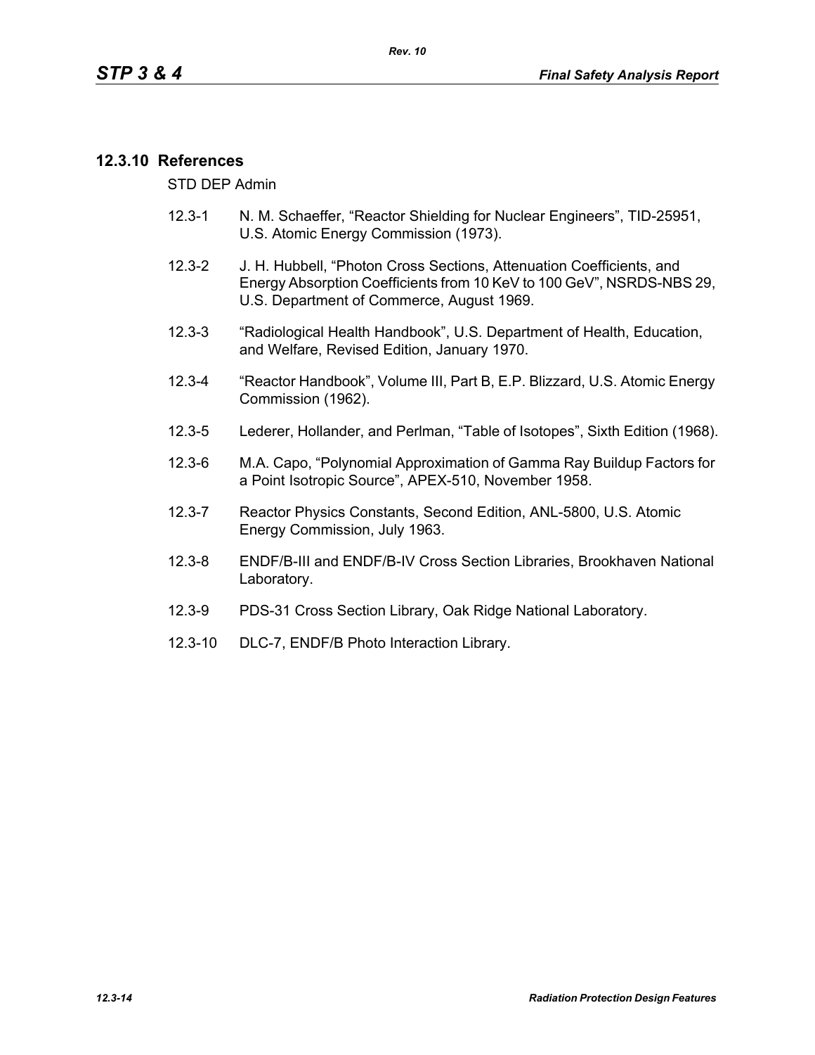### 12.3.10 References

STD DEP Admin

- 12.3-1 N. M. Schaeffer, “Reactor Shielding for Nuclear Engineers”, TID-25951, U.S. Atomic Energy Commission (1973).
- 12.3-2 J. H. Hubbell, “Photon Cross Sections, Attenuation Coefficients, and Energy Absorption Coefficients from 10 KeV to 100 GeV”, NSRDS-NBS 29, U.S. Department of Commerce, August 1969.
- 12.3-3 “Radiological Health Handbook”, U.S. Department of Health, Education, and Welfare, Revised Edition, January 1970.
- 12.3-4 “Reactor Handbook”, Volume III, Part B, E.P. Blizzard, U.S. Atomic Energy Commission (1962).
- 12.3-5 Lederer, Hollander, and Perlman, “Table of Isotopes”, Sixth Edition (1968).
- 12.3-6 M.A. Capo, “Polynomial Approximation of Gamma Ray Buildup Factors for a Point Isotropic Source”, APEX-510, November 1958.
- 12.3-7 Reactor Physics Constants, Second Edition, ANL-5800, U.S. Atomic Energy Commission, July 1963.
- 12.3-8 ENDF/B-III and ENDF/B-IV Cross Section Libraries, Brookhaven National Laboratory.
- 12.3-9 PDS-31 Cross Section Library, Oak Ridge National Laboratory.
- 12.3-10 DLC-7, ENDF/B Photo Interaction Library.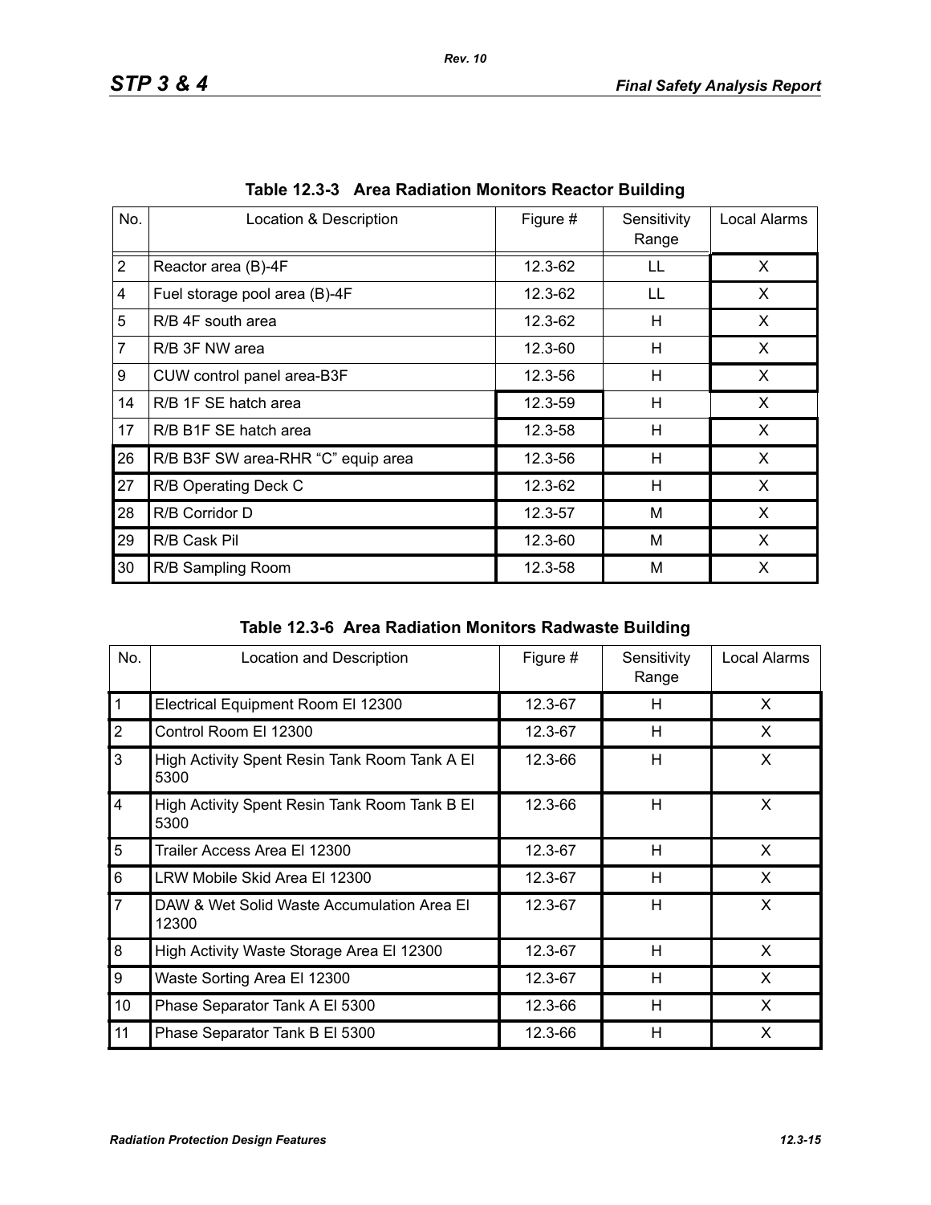### Table 12.3-3 Area Radiation Monitors Reactor Building

| No. | Location & Description | Figure # | Sensitivity Range | Local Alarms |
|---|---|---|---|---|
| 2 | Reactor area (B)-4F | 12.3-62 | LL | X |
| 4 | Fuel storage pool area (B)-4F | 12.3-62 | LL | X |
| 5 | R/B 4F south area | 12.3-62 | H | X |
| 7 | R/B 3F NW area | 12.3-60 | H | X |
| 9 | CUW control panel area-B3F | 12.3-56 | H | X |
| 14 | R/B 1F SE hatch area | 12.3-59 | H | X |
| 17 | R/B B1F SE hatch area | 12.3-58 | H | X |
| 26 | R/B B3F SW area-RHR “C” equip area | 12.3-56 | H | X |
| 27 | R/B Operating Deck C | 12.3-62 | H | X |
| 28 | R/B Corridor D | 12.3-57 | M | X |
| 29 | R/B Cask Pil | 12.3-60 | M | X |
| 30 | R/B Sampling Room | 12.3-58 | M | X |

### Table 12.3-6 Area Radiation Monitors Radwaste Building

| No. | Location and Description | Figure # | Sensitivity Range | Local Alarms |
|---|---|---|---|---|
| 1 | Electrical Equipment Room El 12300 | 12.3-67 | H | X |
| 2 | Control Room El 12300 | 12.3-67 | H | X |
| 3 | High Activity Spent Resin Tank Room Tank A El 5300 | 12.3-66 | H | X |
| 4 | High Activity Spent Resin Tank Room Tank B El 5300 | 12.3-66 | H | X |
| 5 | Trailer Access Area El 12300 | 12.3-67 | H | X |
| 6 | LRW Mobile Skid Area El 12300 | 12.3-67 | H | X |
| 7 | DAW & Wet Solid Waste Accumulation Area El 12300 | 12.3-67 | H | X |
| 8 | High Activity Waste Storage Area El 12300 | 12.3-67 | H | X |
| 9 | Waste Sorting Area El 12300 | 12.3-67 | H | X |
| 10 | Phase Separator Tank A El 5300 | 12.3-66 | H | X |
| 11 | Phase Separator Tank B El 5300 | 12.3-66 | H | X |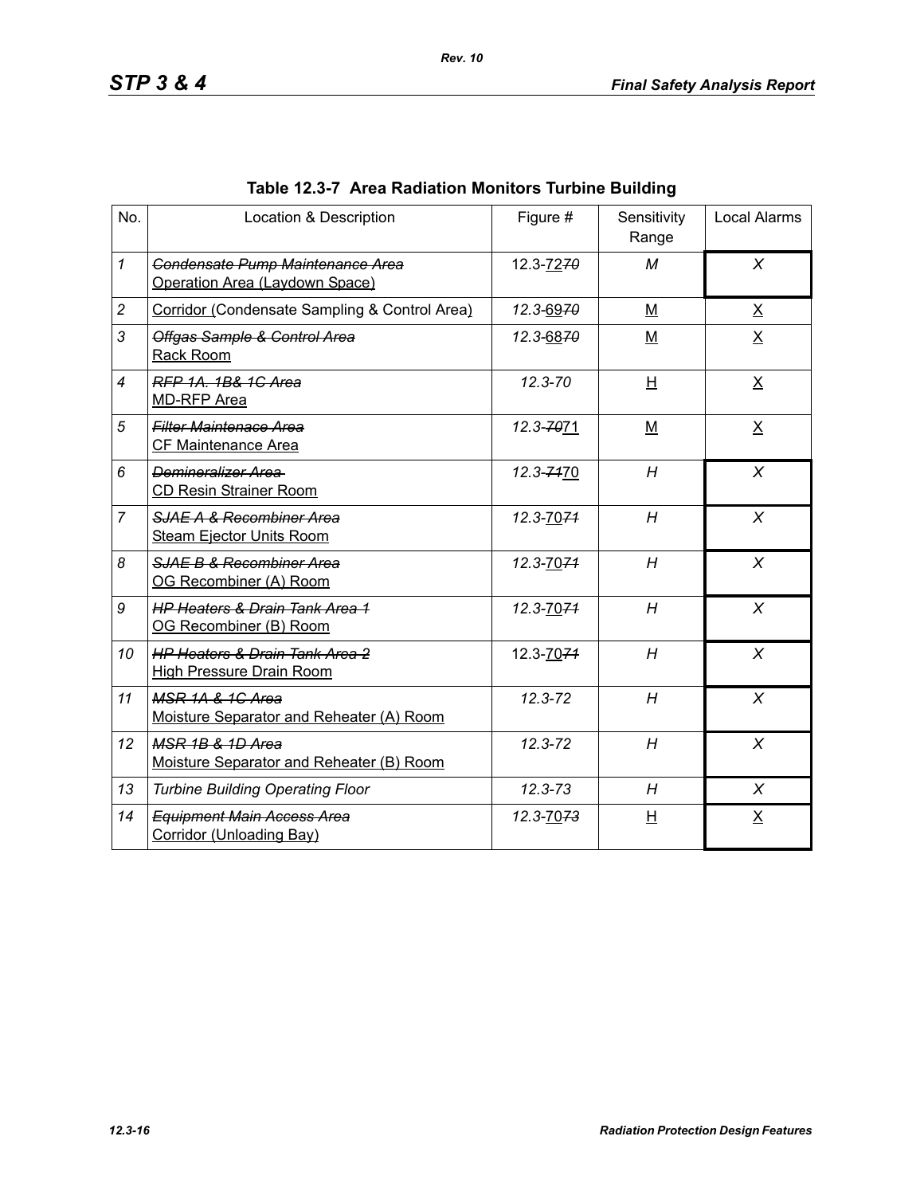## Table 12.3-7 Area Radiation Monitors Turbine Building

| No. | Location & Description | Figure # | Sensitivity Range | Local Alarms |
|---|---|---|---|---|
| 1 | ~~Condensate Pump Maintenance Area~~ Operation Area (Laydown Space) | 12.3-72~~70~~ | M | X |
| 2 | Corridor (Condensate Sampling & Control Area) | 12.3-69~~70~~ | M | X |
| 3 | ~~Offgas Sample & Control Area~~ Rack Room | 12.3-68~~70~~ | M | X |
| 4 | ~~RFP 1A. 1B& 1C Area~~ MD-RFP Area | 12.3-70 | H | X |
| 5 | ~~Filter Maintenace Area~~ CF Maintenance Area | 12.3-~~70~~71 | M | X |
| 6 | ~~Demineralizer Area~~ CD Resin Strainer Room | 12.3-~~71~~70 | H | X |
| 7 | ~~SJAE A & Recombiner Area~~ Steam Ejector Units Room | 12.3-70~~71~~ | H | X |
| 8 | ~~SJAE B & Recombiner Area~~ OG Recombiner (A) Room | 12.3-70~~71~~ | H | X |
| 9 | ~~HP Heaters & Drain Tank Area 1~~ OG Recombiner (B) Room | 12.3-70~~71~~ | H | X |
| 10 | ~~HP Heaters & Drain Tank Area 2~~ High Pressure Drain Room | 12.3-70~~71~~ | H | X |
| 11 | ~~MSR 1A & 1C Area~~ Moisture Separator and Reheater (A) Room | 12.3-72 | H | X |
| 12 | ~~MSR 1B & 1D Area~~ Moisture Separator and Reheater (B) Room | 12.3-72 | H | X |
| 13 | Turbine Building Operating Floor | 12.3-73 | H | X |
| 14 | ~~Equipment Main Access Area~~ Corridor (Unloading Bay) | 12.3-70~~73~~ | H | X |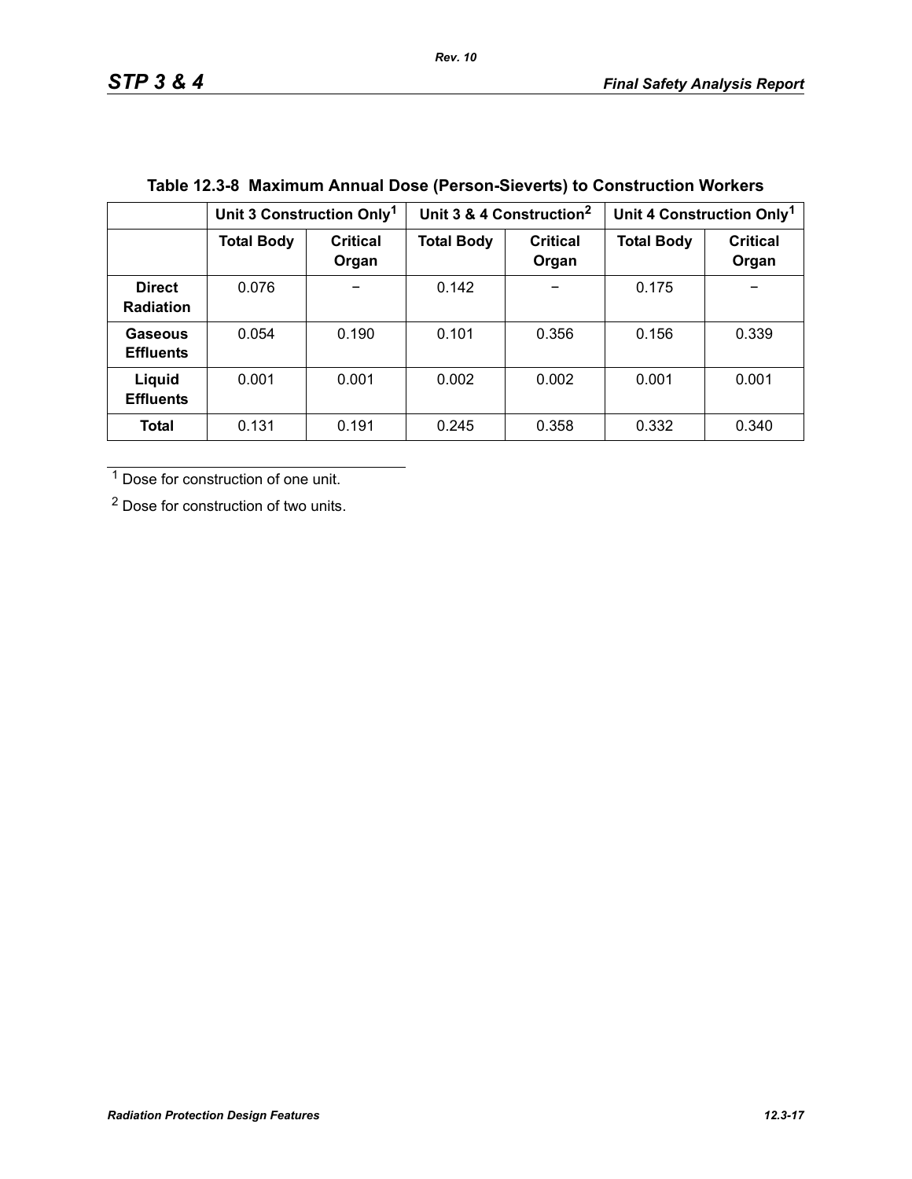**Table 12.3-8 Maximum Annual Dose (Person-Sieverts) to Construction Workers**

| | Unit 3 Construction Only[1] | | Unit 3 & 4 Construction[2] | | Unit 4 Construction Only[1] | |
|---|---|---|---|---|---|---|
| | Total Body | Critical Organ | Total Body | Critical Organ | Total Body | Critical Organ |
| **Direct Radiation** | 0.076 | − | 0.142 | − | 0.175 | − |
| **Gaseous Effluents** | 0.054 | 0.190 | 0.101 | 0.356 | 0.156 | 0.339 |
| **Liquid Effluents** | 0.001 | 0.001 | 0.002 | 0.002 | 0.001 | 0.001 |
| **Total** | 0.131 | 0.191 | 0.245 | 0.358 | 0.332 | 0.340 |

[1] Dose for construction of one unit.

[2] Dose for construction of two units.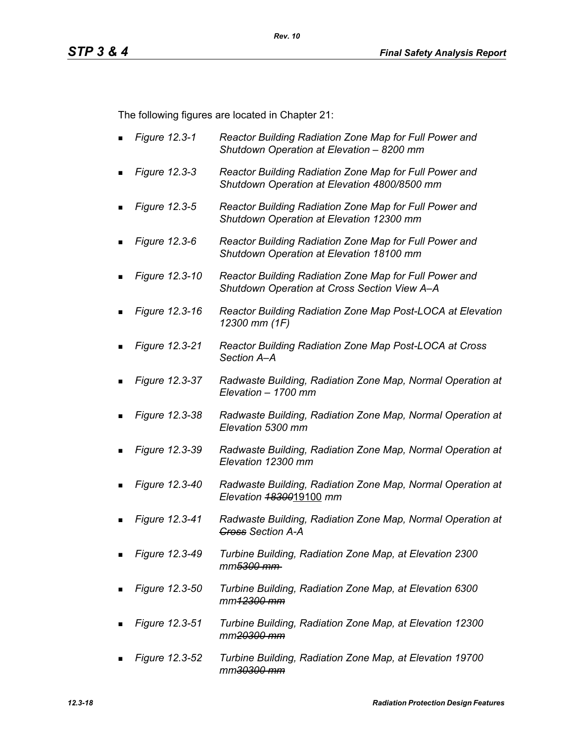The following figures are located in Chapter 21:

- *Figure 12.3-1* *Reactor Building Radiation Zone Map for Full Power and Shutdown Operation at Elevation – 8200 mm*
- *Figure 12.3-3* *Reactor Building Radiation Zone Map for Full Power and Shutdown Operation at Elevation 4800/8500 mm*
- *Figure 12.3-5* *Reactor Building Radiation Zone Map for Full Power and Shutdown Operation at Elevation 12300 mm*
- *Figure 12.3-6* *Reactor Building Radiation Zone Map for Full Power and Shutdown Operation at Elevation 18100 mm*
- *Figure 12.3-10* *Reactor Building Radiation Zone Map for Full Power and Shutdown Operation at Cross Section View A–A*
- *Figure 12.3-16* *Reactor Building Radiation Zone Map Post-LOCA at Elevation 12300 mm (1F)*
- *Figure 12.3-21* *Reactor Building Radiation Zone Map Post-LOCA at Cross Section A–A*
- *Figure 12.3-37* *Radwaste Building, Radiation Zone Map, Normal Operation at Elevation – 1700 mm*
- *Figure 12.3-38* *Radwaste Building, Radiation Zone Map, Normal Operation at Elevation 5300 mm*
- *Figure 12.3-39* *Radwaste Building, Radiation Zone Map, Normal Operation at Elevation 12300 mm*
- *Figure 12.3-40* *Radwaste Building, Radiation Zone Map, Normal Operation at Elevation ~~18300~~*19100 *mm*
- *Figure 12.3-41* *Radwaste Building, Radiation Zone Map, Normal Operation at ~~Cross~~ Section A-A*
- *Figure 12.3-49* *Turbine Building, Radiation Zone Map, at Elevation 2300 mm~~5300 mm~~*
- *Figure 12.3-50* *Turbine Building, Radiation Zone Map, at Elevation 6300 mm~~12300 mm~~*
- *Figure 12.3-51* *Turbine Building, Radiation Zone Map, at Elevation 12300 mm~~20300 mm~~*
- *Figure 12.3-52* *Turbine Building, Radiation Zone Map, at Elevation 19700 mm~~30300 mm~~*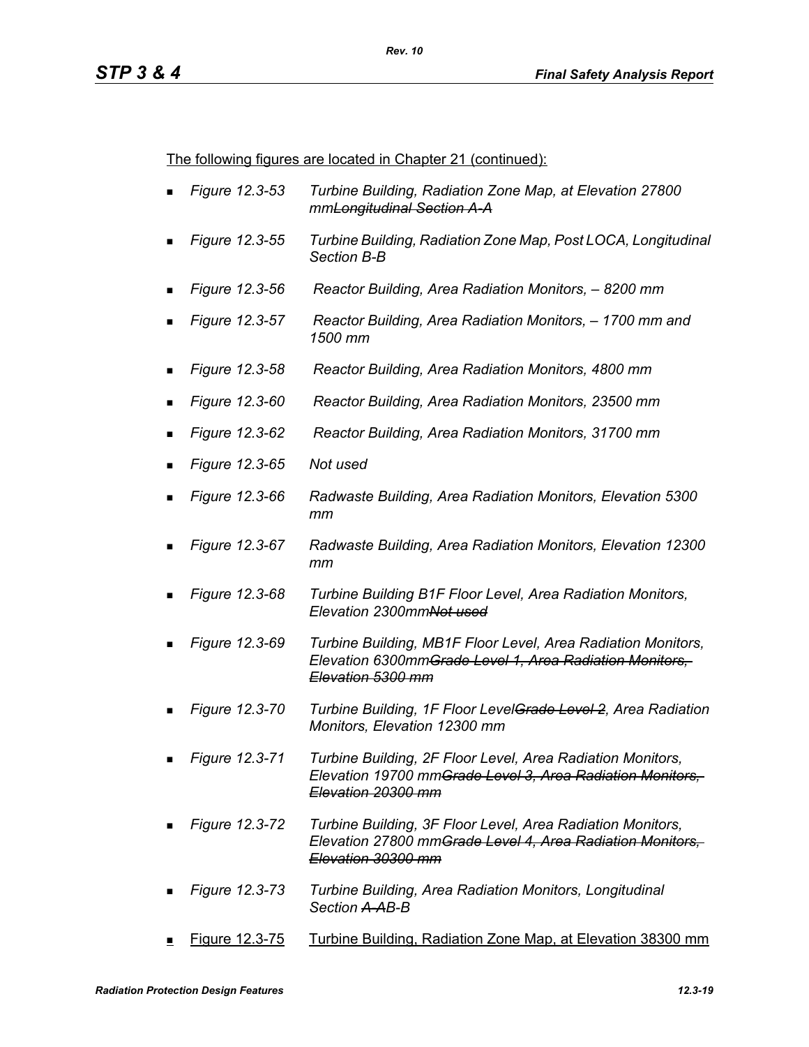The following figures are located in Chapter 21 (continued):

- *Figure 12.3-53 Turbine Building, Radiation Zone Map, at Elevation 27800 mm~~Longitudinal Section A-A~~*
- *Figure 12.3-55 Turbine Building, Radiation Zone Map, Post LOCA, Longitudinal Section B-B*
- *Figure 12.3-56 Reactor Building, Area Radiation Monitors, – 8200 mm*
- *Figure 12.3-57 Reactor Building, Area Radiation Monitors, – 1700 mm and 1500 mm*
- *Figure 12.3-58 Reactor Building, Area Radiation Monitors, 4800 mm*
- *Figure 12.3-60 Reactor Building, Area Radiation Monitors, 23500 mm*
- *Figure 12.3-62 Reactor Building, Area Radiation Monitors, 31700 mm*
- *Figure 12.3-65 Not used*
- *Figure 12.3-66 Radwaste Building, Area Radiation Monitors, Elevation 5300 mm*
- *Figure 12.3-67 Radwaste Building, Area Radiation Monitors, Elevation 12300 mm*
- *Figure 12.3-68 Turbine Building B1F Floor Level, Area Radiation Monitors, Elevation 2300mm~~Not used~~*
- *Figure 12.3-69 Turbine Building, MB1F Floor Level, Area Radiation Monitors, Elevation 6300mm~~Grade Level 1, Area Radiation Monitors, Elevation 5300 mm~~*
- *Figure 12.3-70 Turbine Building, 1F Floor Level~~Grade Level 2~~, Area Radiation Monitors, Elevation 12300 mm*
- *Figure 12.3-71 Turbine Building, 2F Floor Level, Area Radiation Monitors, Elevation 19700 mm~~Grade Level 3, Area Radiation Monitors, Elevation 20300 mm~~*
- *Figure 12.3-72 Turbine Building, 3F Floor Level, Area Radiation Monitors, Elevation 27800 mm~~Grade Level 4, Area Radiation Monitors, Elevation 30300 mm~~*
- *Figure 12.3-73 Turbine Building, Area Radiation Monitors, Longitudinal Section ~~A-A~~B-B*
- <u>Figure 12.3-75 Turbine Building, Radiation Zone Map, at Elevation 38300 mm</u>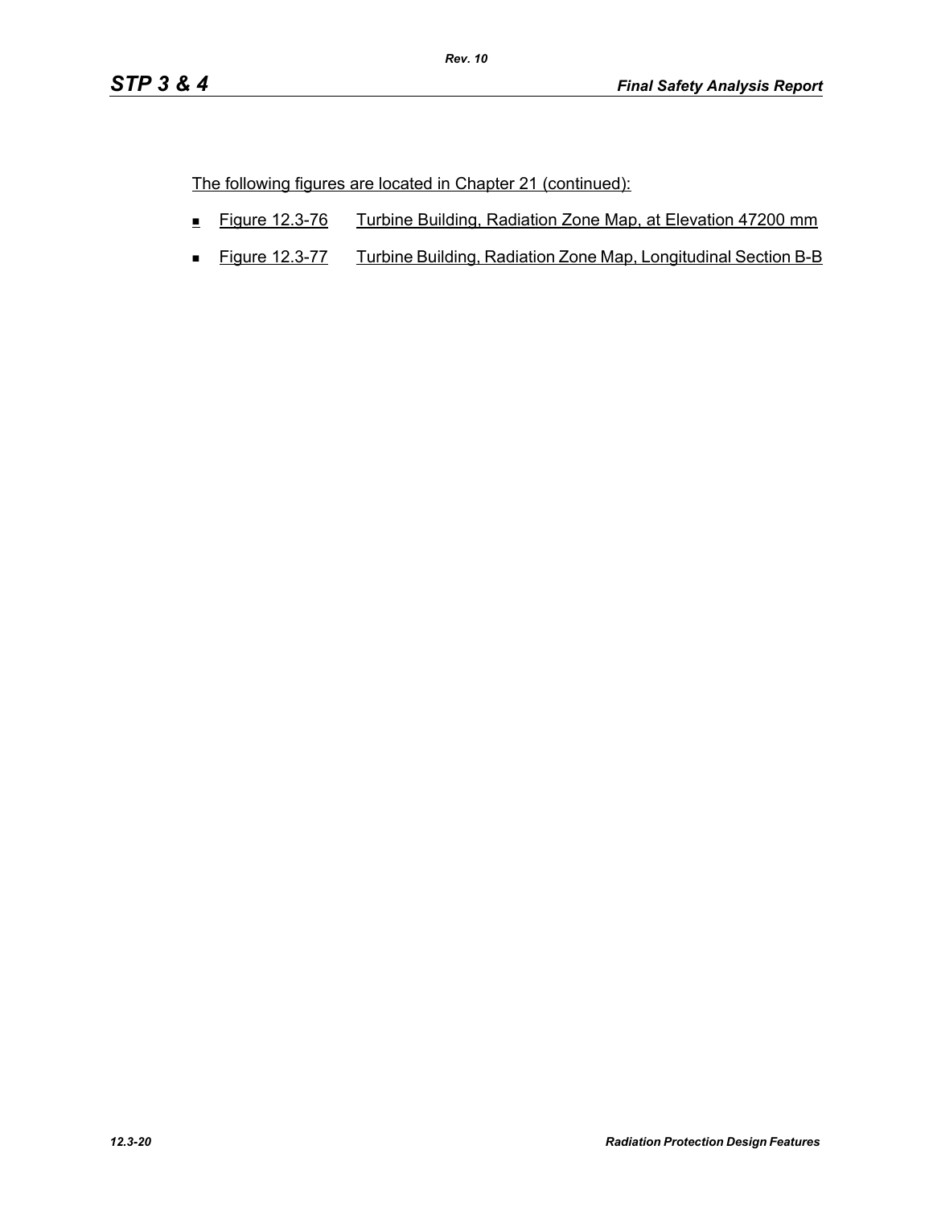The following figures are located in Chapter 21 (continued):

- Figure 12.3-76 Turbine Building, Radiation Zone Map, at Elevation 47200 mm
- Figure 12.3-77 Turbine Building, Radiation Zone Map, Longitudinal Section B-B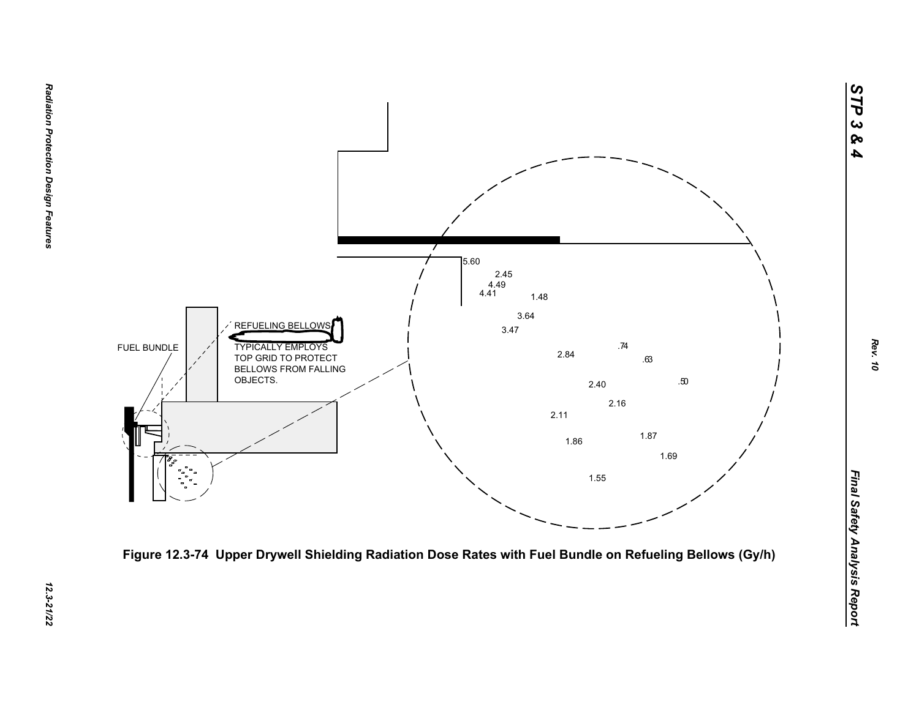FUEL BUNDLE

REFUELING BELLOWS TYPICALLY EMPLOYS TOP GRID TO PROTECT BELLOWS FROM FALLING OBJECTS.

5.60
2.45
4.49
4.41
1.48
3.64
3.47
.74
2.84
.63
2.40
.50
2.16
2.11
1.87
1.86
1.69
1.55

**Figure 12.3-74 Upper Drywell Shielding Radiation Dose Rates with Fuel Bundle on Refueling Bellows (Gy/h)**